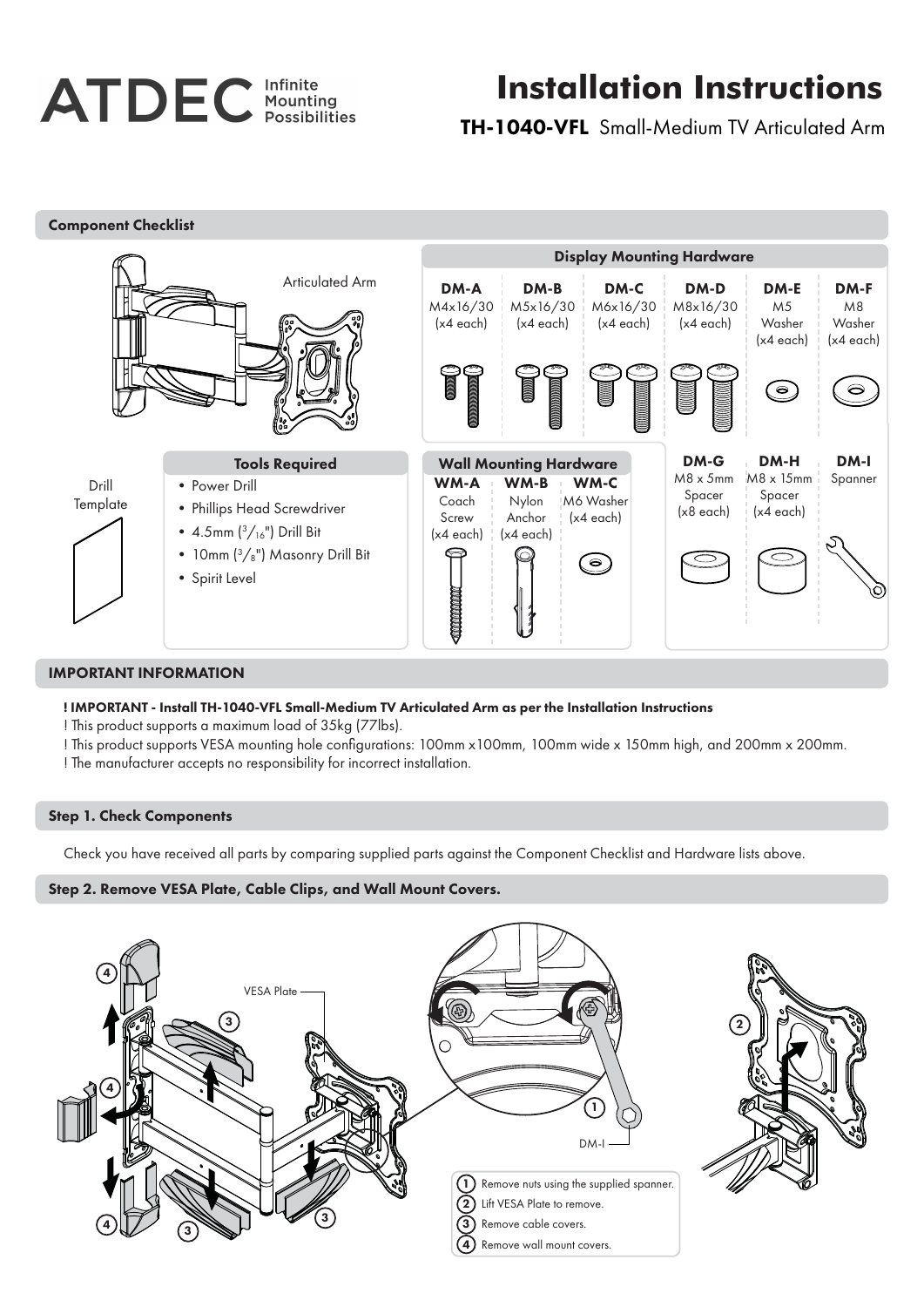ATDEC Infinite Mounting Possibilities

# Installation Instructions

**TH-1040-VFL** Small-Medium TV Articulated Arm

## Component Checklist

Articulated Arm

### Display Mounting Hardware

| DM-A | DM-B | DM-C | DM-D | DM-E | DM-F |
|---|---|---|---|---|---|
| M4x16/30 (x4 each) | M5x16/30 (x4 each) | M6x16/30 (x4 each) | M8x16/30 (x4 each) | M5 Washer (x4 each) | M8 Washer (x4 each) |

| DM-G | DM-H | DM-I |
|---|---|---|
| M8 x 5mm Spacer (x8 each) | M8 x 15mm Spacer (x4 each) | Spanner |

Drill Template

### Tools Required

- Power Drill
- Phillips Head Screwdriver
- 4.5mm ($^3/_{16}$") Drill Bit
- 10mm ($^3/_8$") Masonry Drill Bit
- Spirit Level

### Wall Mounting Hardware

| WM-A | WM-B | WM-C |
|---|---|---|
| Coach Screw (x4 each) | Nylon Anchor (x4 each) | M6 Washer (x4 each) |

## IMPORTANT INFORMATION

**! IMPORTANT - Install TH-1040-VFL Small-Medium TV Articulated Arm as per the Installation Instructions**

! This product supports a maximum load of 35kg (77lbs).

! This product supports VESA mounting hole configurations: 100mm x100mm, 100mm wide x 150mm high, and 200mm x 200mm.

! The manufacturer accepts no responsibility for incorrect installation.

## Step 1. Check Components

Check you have received all parts by comparing supplied parts against the Component Checklist and Hardware lists above.

## Step 2. Remove VESA Plate, Cable Clips, and Wall Mount Covers.

VESA Plate

DM-I

1. Remove nuts using the supplied spanner.
2. Lift VESA Plate to remove.
3. Remove cable covers.
4. Remove wall mount covers.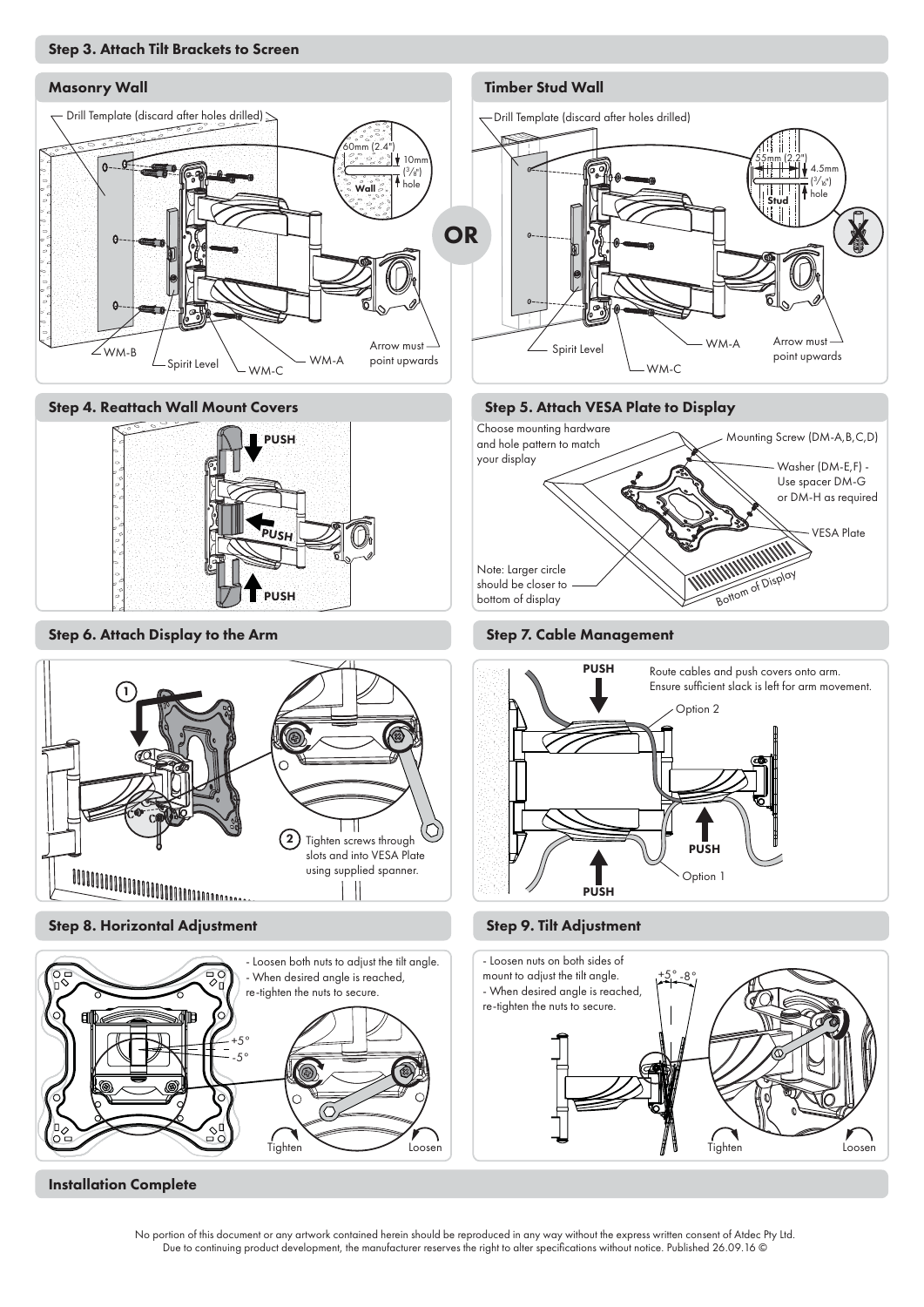## Step 3. Attach Tilt Brackets to Screen

### Masonry Wall

Drill Template (discard after holes drilled)

60mm (2.4")

10mm (3/8") hole

Wall

WM-B

Spirit Level

WM-C

WM-A

Arrow must point upwards

**OR**

### Timber Stud Wall

Drill Template (discard after holes drilled)

55mm (2.2")

4.5mm (3/16") hole

Stud

Spirit Level

WM-C

WM-A

Arrow must point upwards

## Step 4. Reattach Wall Mount Covers

PUSH

PUSH

PUSH

## Step 5. Attach VESA Plate to Display

Choose mounting hardware and hole pattern to match your display

Mounting Screw (DM-A,B,C,D)

Washer (DM-E,F) - Use spacer DM-G or DM-H as required

VESA Plate

Note: Larger circle should be closer to bottom of display

Bottom of Display

## Step 6. Attach Display to the Arm

1

2 Tighten screws through slots and into VESA Plate using supplied spanner.

## Step 7. Cable Management

PUSH

Route cables and push covers onto arm. Ensure sufficient slack is left for arm movement.

Option 2

PUSH

Option 1

PUSH

## Step 8. Horizontal Adjustment

- Loosen both nuts to adjust the tilt angle.
- When desired angle is reached, re-tighten the nuts to secure.

+5°

-5°

Tighten

Loosen

## Step 9. Tilt Adjustment

- Loosen nuts on both sides of mount to adjust the tilt angle.
- When desired angle is reached, re-tighten the nuts to secure.

+5° -8°

Tighten

Loosen

## Installation Complete

No portion of this document or any artwork contained herein should be reproduced in any way without the express written consent of Atdec Pty Ltd. Due to continuing product development, the manufacturer reserves the right to alter specifications without notice. Published 26.09.16 ©